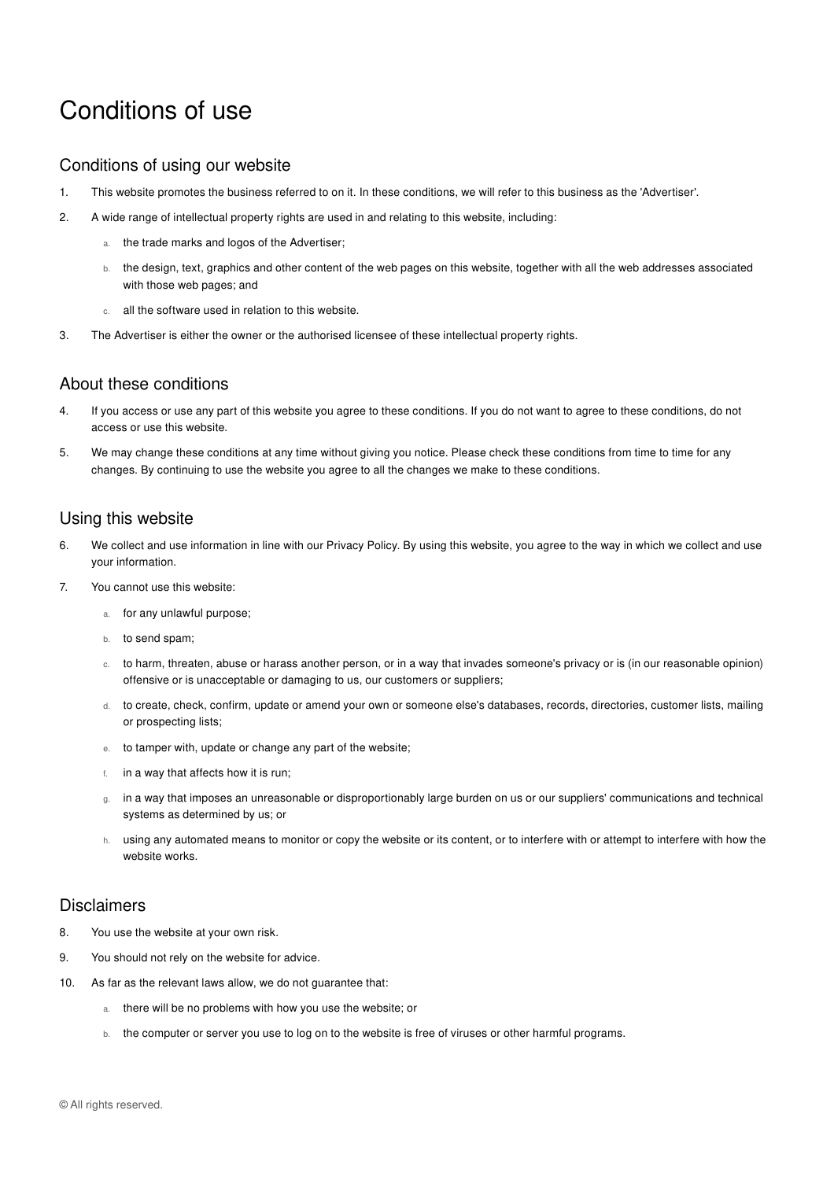# Conditions of use

## Conditions of using our website

1. This website promotes the business referred to on it. In these conditions, we will refer to this business as the 'Advertiser'.
2. A wide range of intellectual property rights are used in and relating to this website, including:
   a. the trade marks and logos of the Advertiser;
   b. the design, text, graphics and other content of the web pages on this website, together with all the web addresses associated with those web pages; and
   c. all the software used in relation to this website.
3. The Advertiser is either the owner or the authorised licensee of these intellectual property rights.

## About these conditions

4. If you access or use any part of this website you agree to these conditions. If you do not want to agree to these conditions, do not access or use this website.
5. We may change these conditions at any time without giving you notice. Please check these conditions from time to time for any changes. By continuing to use the website you agree to all the changes we make to these conditions.

## Using this website

6. We collect and use information in line with our Privacy Policy. By using this website, you agree to the way in which we collect and use your information.
7. You cannot use this website:
   a. for any unlawful purpose;
   b. to send spam;
   c. to harm, threaten, abuse or harass another person, or in a way that invades someone's privacy or is (in our reasonable opinion) offensive or is unacceptable or damaging to us, our customers or suppliers;
   d. to create, check, confirm, update or amend your own or someone else's databases, records, directories, customer lists, mailing or prospecting lists;
   e. to tamper with, update or change any part of the website;
   f. in a way that affects how it is run;
   g. in a way that imposes an unreasonable or disproportionably large burden on us or our suppliers' communications and technical systems as determined by us; or
   h. using any automated means to monitor or copy the website or its content, or to interfere with or attempt to interfere with how the website works.

## Disclaimers

8. You use the website at your own risk.
9. You should not rely on the website for advice.
10. As far as the relevant laws allow, we do not guarantee that:
    a. there will be no problems with how you use the website; or
    b. the computer or server you use to log on to the website is free of viruses or other harmful programs.

© All rights reserved.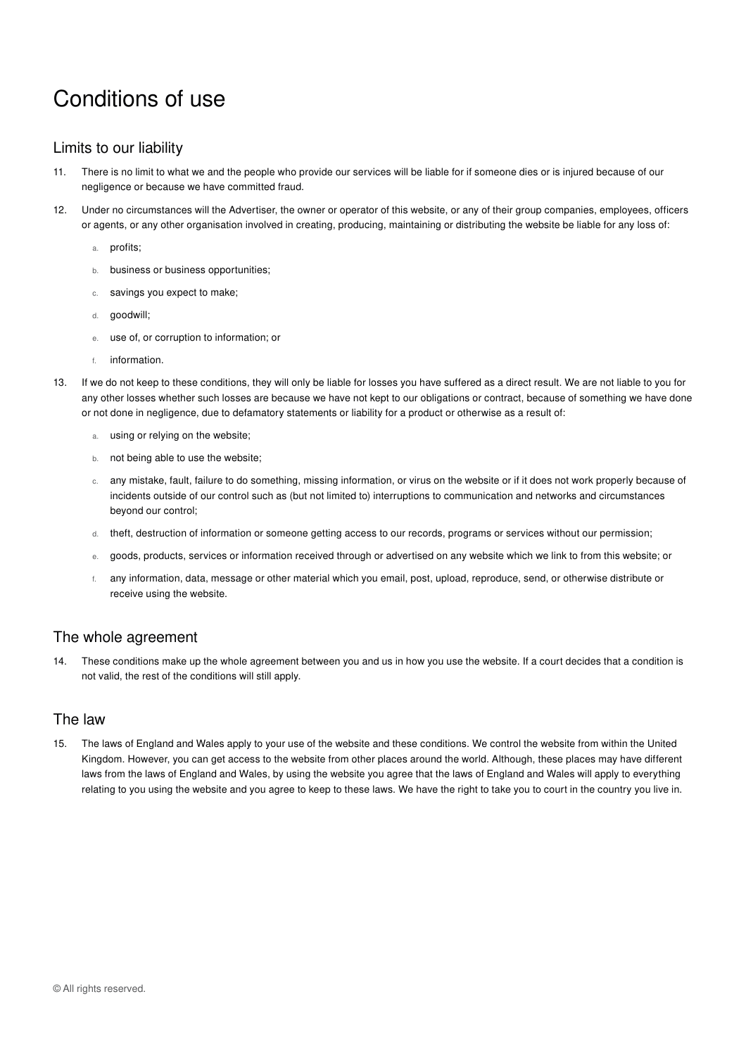# Conditions of use

## Limits to our liability

11. There is no limit to what we and the people who provide our services will be liable for if someone dies or is injured because of our negligence or because we have committed fraud.

12. Under no circumstances will the Advertiser, the owner or operator of this website, or any of their group companies, employees, officers or agents, or any other organisation involved in creating, producing, maintaining or distributing the website be liable for any loss of:

    a. profits;
    
    b. business or business opportunities;
    
    c. savings you expect to make;
    
    d. goodwill;
    
    e. use of, or corruption to information; or
    
    f. information.

13. If we do not keep to these conditions, they will only be liable for losses you have suffered as a direct result. We are not liable to you for any other losses whether such losses are because we have not kept to our obligations or contract, because of something we have done or not done in negligence, due to defamatory statements or liability for a product or otherwise as a result of:

    a. using or relying on the website;
    
    b. not being able to use the website;
    
    c. any mistake, fault, failure to do something, missing information, or virus on the website or if it does not work properly because of incidents outside of our control such as (but not limited to) interruptions to communication and networks and circumstances beyond our control;
    
    d. theft, destruction of information or someone getting access to our records, programs or services without our permission;
    
    e. goods, products, services or information received through or advertised on any website which we link to from this website; or
    
    f. any information, data, message or other material which you email, post, upload, reproduce, send, or otherwise distribute or receive using the website.

## The whole agreement

14. These conditions make up the whole agreement between you and us in how you use the website. If a court decides that a condition is not valid, the rest of the conditions will still apply.

## The law

15. The laws of England and Wales apply to your use of the website and these conditions. We control the website from within the United Kingdom. However, you can get access to the website from other places around the world. Although, these places may have different laws from the laws of England and Wales, by using the website you agree that the laws of England and Wales will apply to everything relating to you using the website and you agree to keep to these laws. We have the right to take you to court in the country you live in.

© All rights reserved.